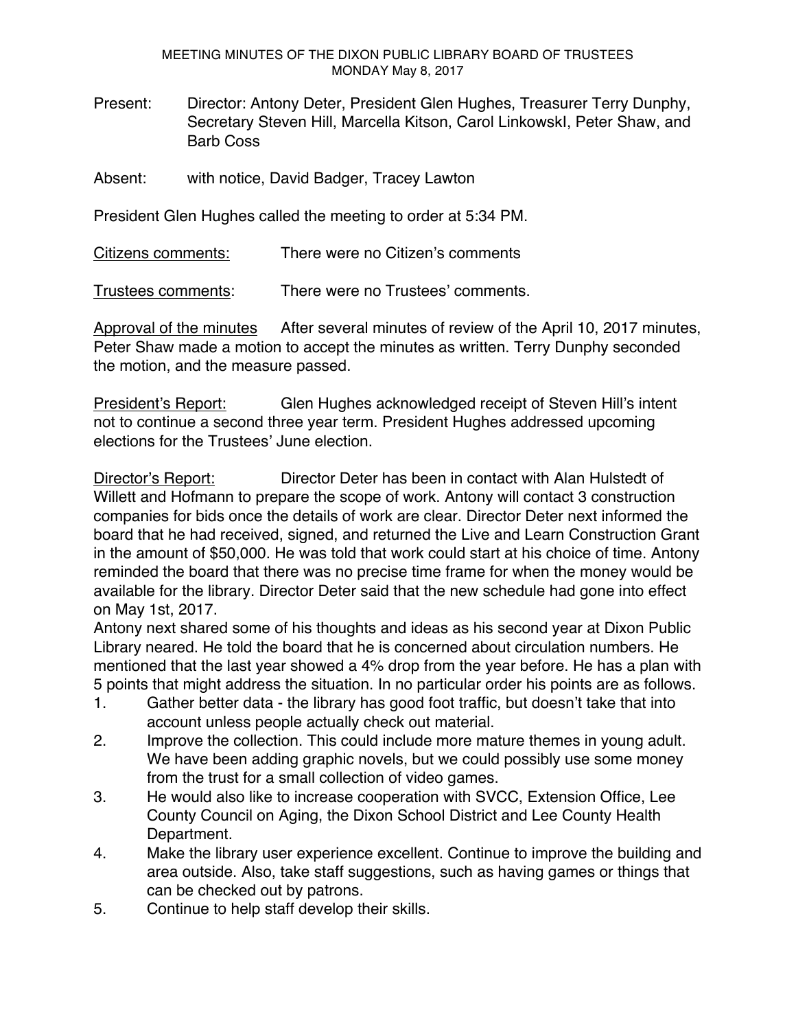MEETING MINUTES OF THE DIXON PUBLIC LIBRARY BOARD OF TRUSTEES
MONDAY May 8, 2017

Present: Director: Antony Deter, President Glen Hughes, Treasurer Terry Dunphy, Secretary Steven Hill, Marcella Kitson, Carol LinkowskI, Peter Shaw, and Barb Coss

Absent: with notice, David Badger, Tracey Lawton

President Glen Hughes called the meeting to order at 5:34 PM.

Citizens comments: There were no Citizen's comments

Trustees comments: There were no Trustees' comments.

Approval of the minutes After several minutes of review of the April 10, 2017 minutes, Peter Shaw made a motion to accept the minutes as written. Terry Dunphy seconded the motion, and the measure passed.

President's Report: Glen Hughes acknowledged receipt of Steven Hill's intent not to continue a second three year term. President Hughes addressed upcoming elections for the Trustees' June election.

Director's Report: Director Deter has been in contact with Alan Hulstedt of Willett and Hofmann to prepare the scope of work. Antony will contact 3 construction companies for bids once the details of work are clear. Director Deter next informed the board that he had received, signed, and returned the Live and Learn Construction Grant in the amount of $50,000. He was told that work could start at his choice of time. Antony reminded the board that there was no precise time frame for when the money would be available for the library. Director Deter said that the new schedule had gone into effect on May 1st, 2017.

Antony next shared some of his thoughts and ideas as his second year at Dixon Public Library neared. He told the board that he is concerned about circulation numbers. He mentioned that the last year showed a 4% drop from the year before. He has a plan with 5 points that might address the situation. In no particular order his points are as follows.

1. Gather better data - the library has good foot traffic, but doesn't take that into account unless people actually check out material.
2. Improve the collection. This could include more mature themes in young adult. We have been adding graphic novels, but we could possibly use some money from the trust for a small collection of video games.
3. He would also like to increase cooperation with SVCC, Extension Office, Lee County Council on Aging, the Dixon School District and Lee County Health Department.
4. Make the library user experience excellent. Continue to improve the building and area outside. Also, take staff suggestions, such as having games or things that can be checked out by patrons.
5. Continue to help staff develop their skills.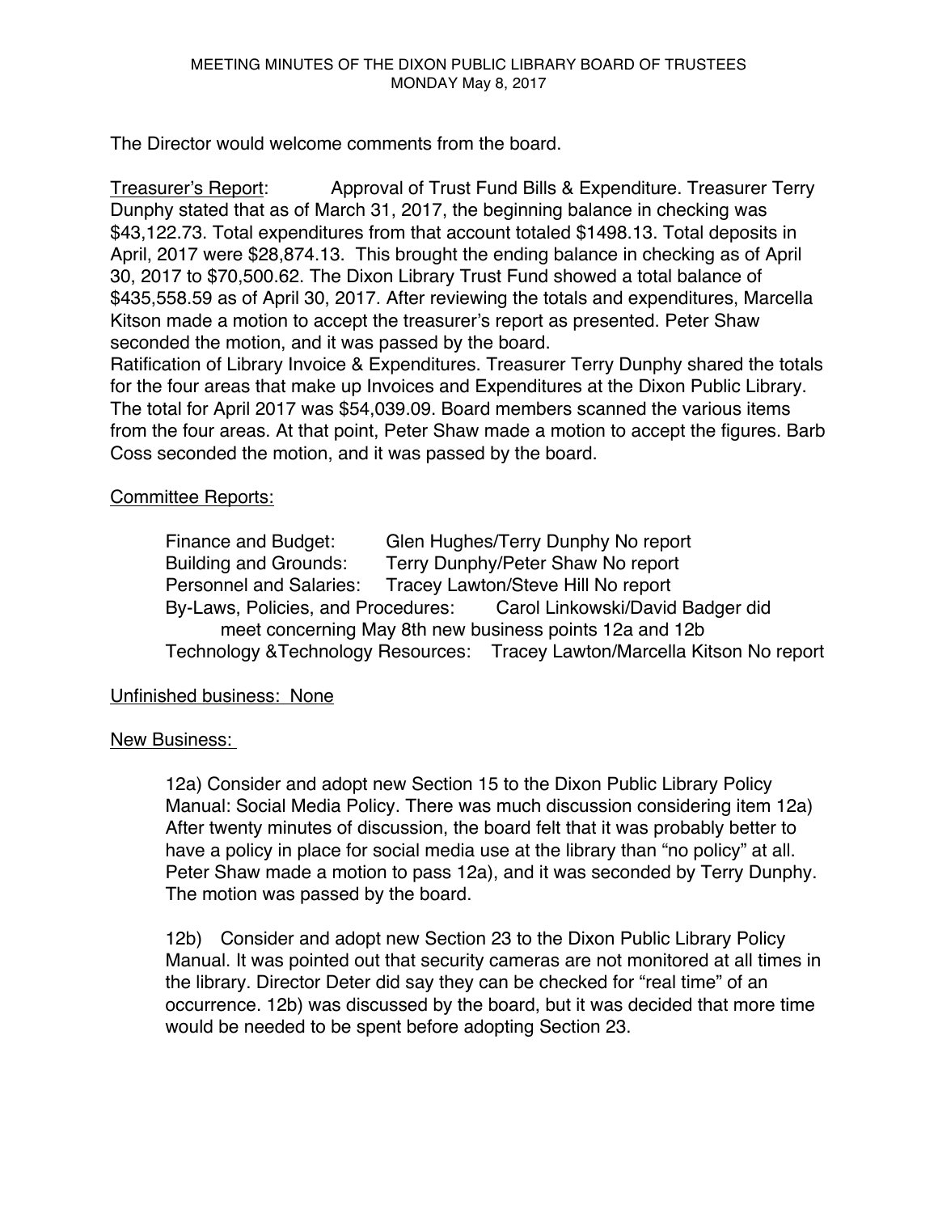The Director would welcome comments from the board.

Treasurer's Report: Approval of Trust Fund Bills & Expenditure. Treasurer Terry Dunphy stated that as of March 31, 2017, the beginning balance in checking was $43,122.73. Total expenditures from that account totaled $1498.13. Total deposits in April, 2017 were $28,874.13. This brought the ending balance in checking as of April 30, 2017 to $70,500.62. The Dixon Library Trust Fund showed a total balance of $435,558.59 as of April 30, 2017. After reviewing the totals and expenditures, Marcella Kitson made a motion to accept the treasurer's report as presented. Peter Shaw seconded the motion, and it was passed by the board.

Ratification of Library Invoice & Expenditures. Treasurer Terry Dunphy shared the totals for the four areas that make up Invoices and Expenditures at the Dixon Public Library. The total for April 2017 was $54,039.09. Board members scanned the various items from the four areas. At that point, Peter Shaw made a motion to accept the figures. Barb Coss seconded the motion, and it was passed by the board.

Committee Reports:

- Finance and Budget: Glen Hughes/Terry Dunphy No report
- Building and Grounds: Terry Dunphy/Peter Shaw No report
- Personnel and Salaries: Tracey Lawton/Steve Hill No report
- By-Laws, Policies, and Procedures: Carol Linkowski/David Badger did meet concerning May 8th new business points 12a and 12b
- Technology &Technology Resources: Tracey Lawton/Marcella Kitson No report

Unfinished business: None

New Business:

12a) Consider and adopt new Section 15 to the Dixon Public Library Policy Manual: Social Media Policy. There was much discussion considering item 12a) After twenty minutes of discussion, the board felt that it was probably better to have a policy in place for social media use at the library than "no policy" at all. Peter Shaw made a motion to pass 12a), and it was seconded by Terry Dunphy. The motion was passed by the board.

12b) Consider and adopt new Section 23 to the Dixon Public Library Policy Manual. It was pointed out that security cameras are not monitored at all times in the library. Director Deter did say they can be checked for "real time" of an occurrence. 12b) was discussed by the board, but it was decided that more time would be needed to be spent before adopting Section 23.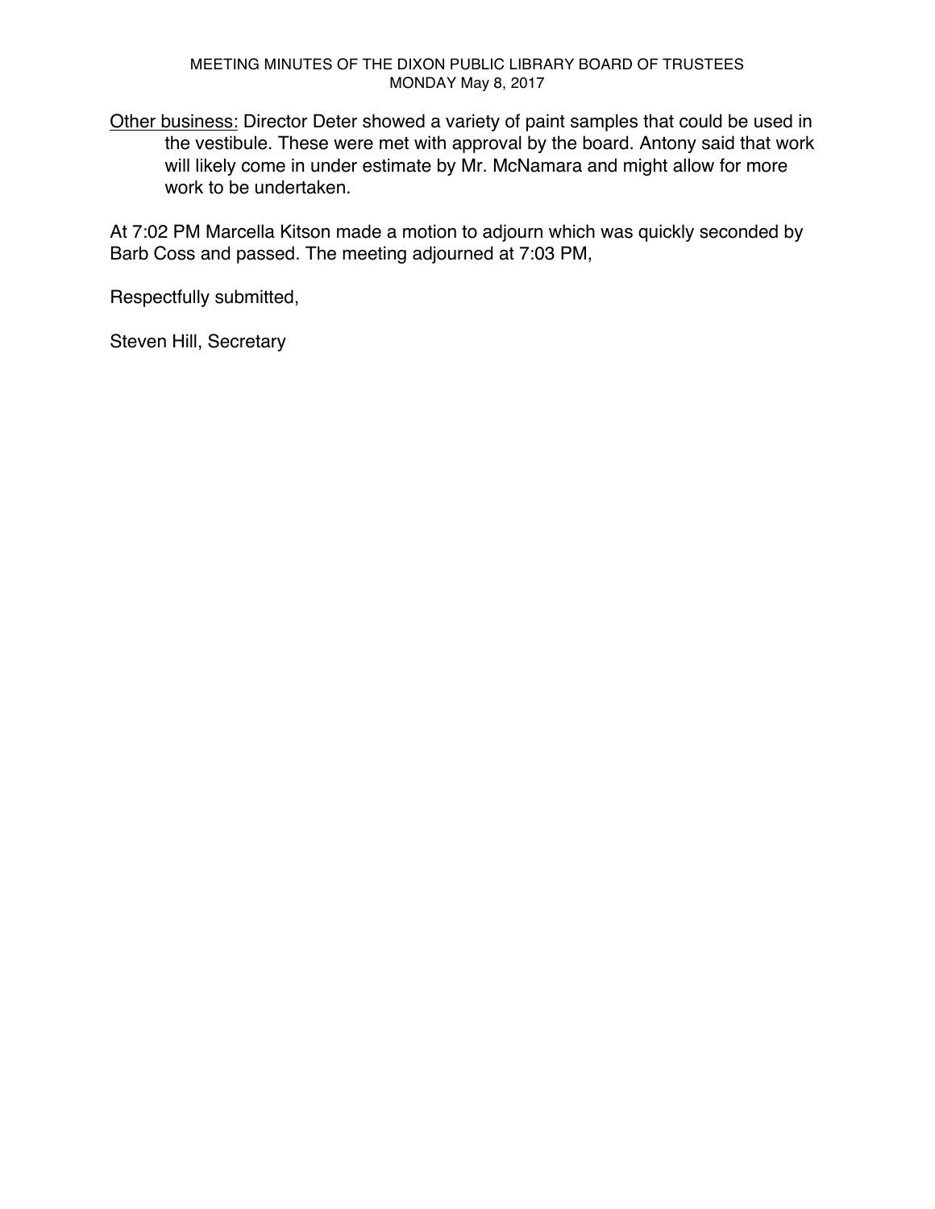Other business: Director Deter showed a variety of paint samples that could be used in the vestibule. These were met with approval by the board. Antony said that work will likely come in under estimate by Mr. McNamara and might allow for more work to be undertaken.

At 7:02 PM Marcella Kitson made a motion to adjourn which was quickly seconded by Barb Coss and passed. The meeting adjourned at 7:03 PM,

Respectfully submitted,

Steven Hill, Secretary